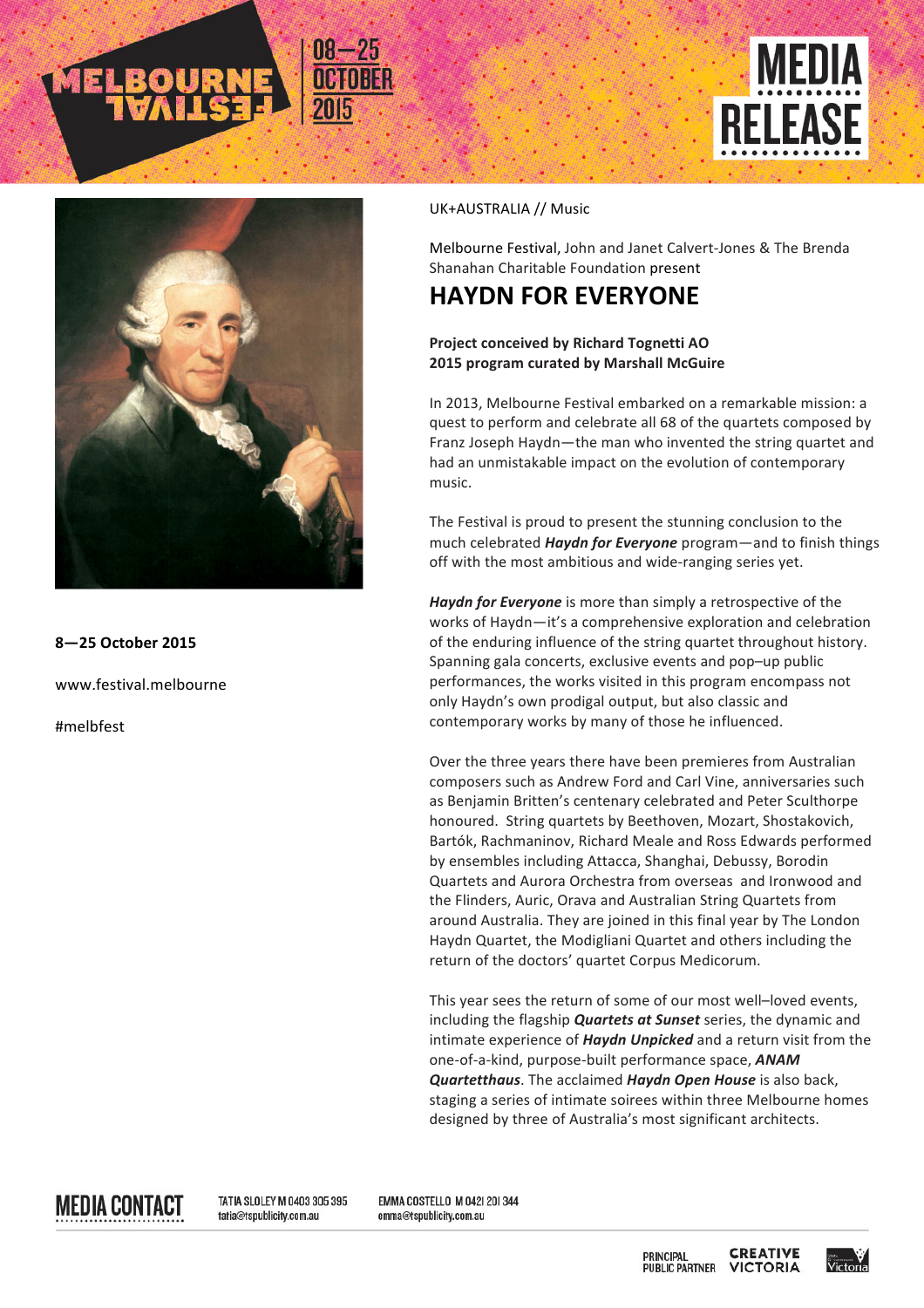MELBOURNE FESTIVAL 08—25 OCTOBER 2015

MEDIA RELEASE

8—25 October 2015

www.festival.melbourne

#melbfest

UK+AUSTRALIA // Music

Melbourne Festival, John and Janet Calvert-Jones & The Brenda Shanahan Charitable Foundation present

# HAYDN FOR EVERYONE

**Project conceived by Richard Tognetti AO**
**2015 program curated by Marshall McGuire**

In 2013, Melbourne Festival embarked on a remarkable mission: a quest to perform and celebrate all 68 of the quartets composed by Franz Joseph Haydn—the man who invented the string quartet and had an unmistakable impact on the evolution of contemporary music.

The Festival is proud to present the stunning conclusion to the much celebrated ***Haydn for Everyone*** program—and to finish things off with the most ambitious and wide-ranging series yet.

***Haydn for Everyone*** is more than simply a retrospective of the works of Haydn—it's a comprehensive exploration and celebration of the enduring influence of the string quartet throughout history. Spanning gala concerts, exclusive events and pop–up public performances, the works visited in this program encompass not only Haydn's own prodigal output, but also classic and contemporary works by many of those he influenced.

Over the three years there have been premieres from Australian composers such as Andrew Ford and Carl Vine, anniversaries such as Benjamin Britten's centenary celebrated and Peter Sculthorpe honoured. String quartets by Beethoven, Mozart, Shostakovich, Bartók, Rachmaninov, Richard Meale and Ross Edwards performed by ensembles including Attacca, Shanghai, Debussy, Borodin Quartets and Aurora Orchestra from overseas and Ironwood and the Flinders, Auric, Orava and Australian String Quartets from around Australia. They are joined in this final year by The London Haydn Quartet, the Modigliani Quartet and others including the return of the doctors' quartet Corpus Medicorum.

This year sees the return of some of our most well–loved events, including the flagship ***Quartets at Sunset*** series, the dynamic and intimate experience of ***Haydn Unpicked*** and a return visit from the one-of-a-kind, purpose-built performance space, ***ANAM Quartetthaus***. The acclaimed ***Haydn Open House*** is also back, staging a series of intimate soirees within three Melbourne homes designed by three of Australia's most significant architects.

**MEDIA CONTACT**

TATIA SLOLEY M 0403 305 395
tatia@tspublicity.com.au

EMMA COSTELLO M 0421 201 344
emma@tspublicity.com.au

PRINCIPAL PUBLIC PARTNER CREATIVE VICTORIA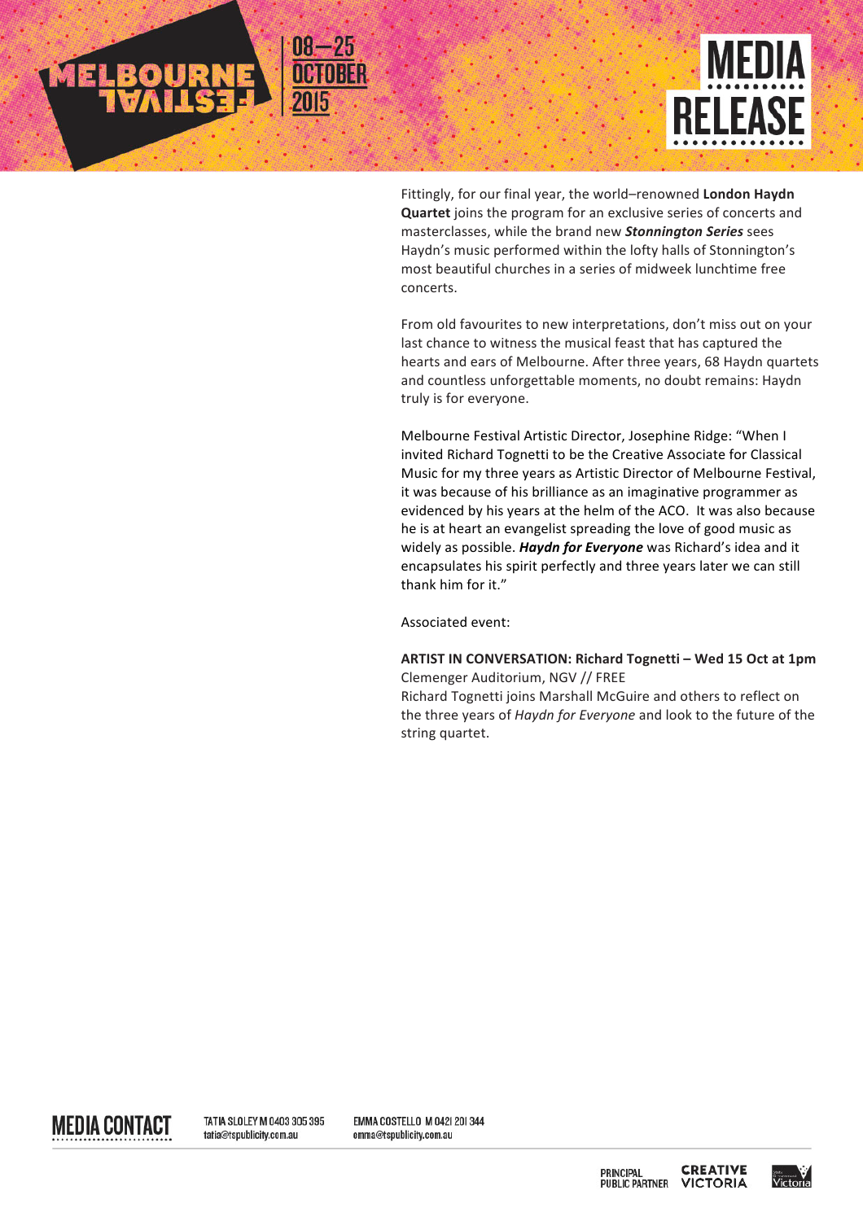Fittingly, for our final year, the world–renowned **London Haydn Quartet** joins the program for an exclusive series of concerts and masterclasses, while the brand new ***Stonnington Series*** sees Haydn's music performed within the lofty halls of Stonnington's most beautiful churches in a series of midweek lunchtime free concerts.

From old favourites to new interpretations, don't miss out on your last chance to witness the musical feast that has captured the hearts and ears of Melbourne. After three years, 68 Haydn quartets and countless unforgettable moments, no doubt remains: Haydn truly is for everyone.

Melbourne Festival Artistic Director, Josephine Ridge: "When I invited Richard Tognetti to be the Creative Associate for Classical Music for my three years as Artistic Director of Melbourne Festival, it was because of his brilliance as an imaginative programmer as evidenced by his years at the helm of the ACO. It was also because he is at heart an evangelist spreading the love of good music as widely as possible. ***Haydn for Everyone*** was Richard's idea and it encapsulates his spirit perfectly and three years later we can still thank him for it."

Associated event:

**ARTIST IN CONVERSATION: Richard Tognetti – Wed 15 Oct at 1pm**
Clemenger Auditorium, NGV // FREE
Richard Tognetti joins Marshall McGuire and others to reflect on the three years of *Haydn for Everyone* and look to the future of the string quartet.

**MEDIA CONTACT**

TATIA SLOLEY M 0403 305 395
tatia@tspublicity.com.au

EMMA COSTELLO M 0421 201 344
emma@tspublicity.com.au